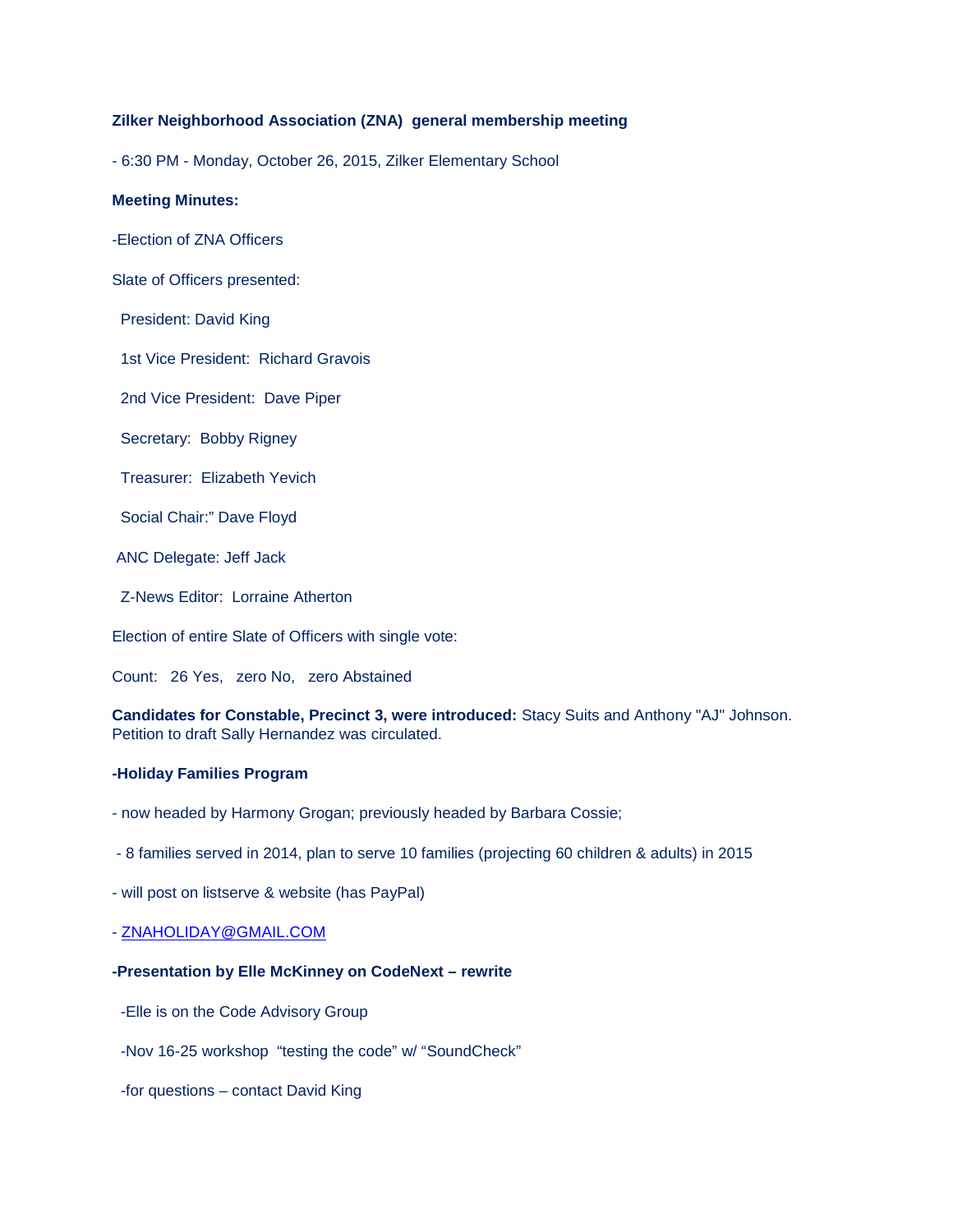**Zilker Neighborhood Association (ZNA) general membership meeting**

- 6:30 PM - Monday, October 26, 2015, Zilker Elementary School

**Meeting Minutes:**

-Election of ZNA Officers

Slate of Officers presented:

President: David King

1st Vice President: Richard Gravois

2nd Vice President: Dave Piper

Secretary: Bobby Rigney

Treasurer: Elizabeth Yevich

Social Chair:" Dave Floyd

ANC Delegate: Jeff Jack

Z-News Editor: Lorraine Atherton

Election of entire Slate of Officers with single vote:

Count: 26 Yes, zero No, zero Abstained

**Candidates for Constable, Precinct 3, were introduced:** Stacy Suits and Anthony "AJ" Johnson. Petition to draft Sally Hernandez was circulated.

**-Holiday Families Program**

- now headed by Harmony Grogan; previously headed by Barbara Cossie;
- 8 families served in 2014, plan to serve 10 families (projecting 60 children & adults) in 2015
- will post on listserve & website (has PayPal)
- ZNAHOLIDAY@GMAIL.COM

**-Presentation by Elle McKinney on CodeNext – rewrite**

-Elle is on the Code Advisory Group

-Nov 16-25 workshop "testing the code" w/ "SoundCheck"

-for questions – contact David King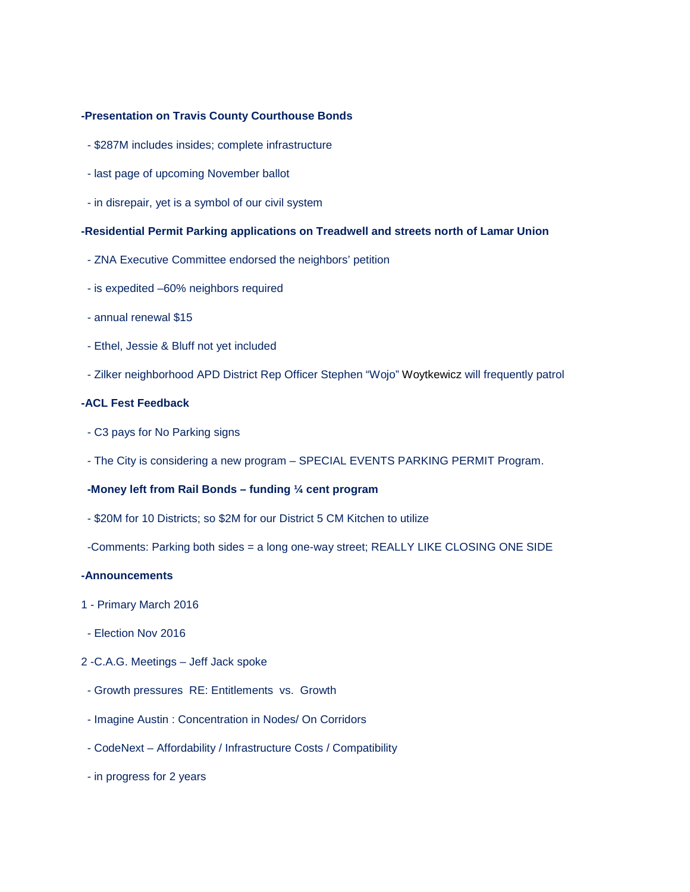**-Presentation on Travis County Courthouse Bonds**

- $287M includes insides; complete infrastructure
- last page of upcoming November ballot
- in disrepair, yet is a symbol of our civil system

**-Residential Permit Parking applications on Treadwell and streets north of Lamar Union**

- ZNA Executive Committee endorsed the neighbors' petition
- is expedited –60% neighbors required
- annual renewal $15
- Ethel, Jessie & Bluff not yet included
- Zilker neighborhood APD District Rep Officer Stephen "Wojo" Woytkewicz will frequently patrol

**-ACL Fest Feedback**

- C3 pays for No Parking signs
- The City is considering a new program – SPECIAL EVENTS PARKING PERMIT Program.

**-Money left from Rail Bonds – funding ¼ cent program**

- $20M for 10 Districts; so $2M for our District 5 CM Kitchen to utilize

-Comments: Parking both sides = a long one-way street; REALLY LIKE CLOSING ONE SIDE

**-Announcements**

1 - Primary March 2016

- Election Nov 2016

2 -C.A.G. Meetings – Jeff Jack spoke

- Growth pressures RE: Entitlements vs. Growth
- Imagine Austin : Concentration in Nodes/ On Corridors
- CodeNext – Affordability / Infrastructure Costs / Compatibility
- in progress for 2 years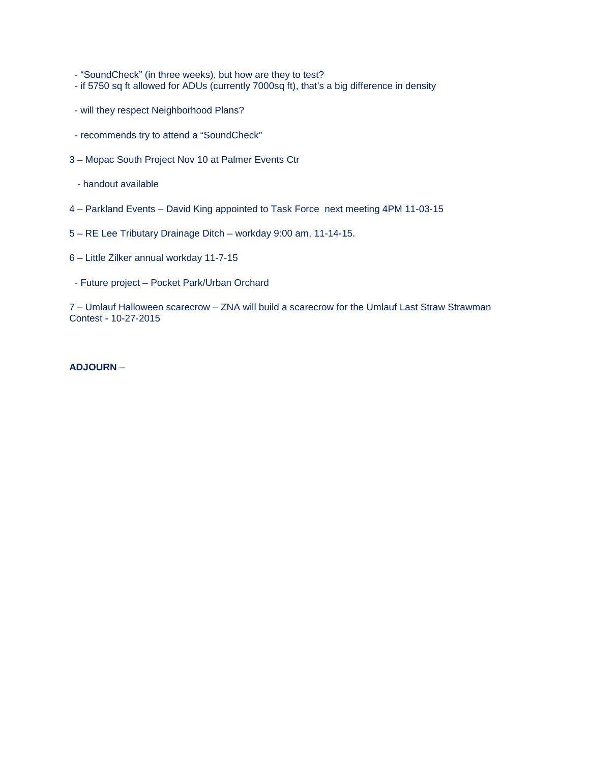- “SoundCheck” (in three weeks), but how are they to test?
- if 5750 sq ft allowed for ADUs (currently 7000sq ft), that’s a big difference in density

- will they respect Neighborhood Plans?

- recommends try to attend a “SoundCheck”

3 – Mopac South Project Nov 10 at Palmer Events Ctr

- handout available

4 – Parkland Events – David King appointed to Task Force  next meeting 4PM 11-03-15

5 – RE Lee Tributary Drainage Ditch – workday 9:00 am, 11-14-15.

6 – Little Zilker annual workday 11-7-15

- Future project – Pocket Park/Urban Orchard

7 – Umlauf Halloween scarecrow – ZNA will build a scarecrow for the Umlauf Last Straw Strawman Contest - 10-27-2015

**ADJOURN** –